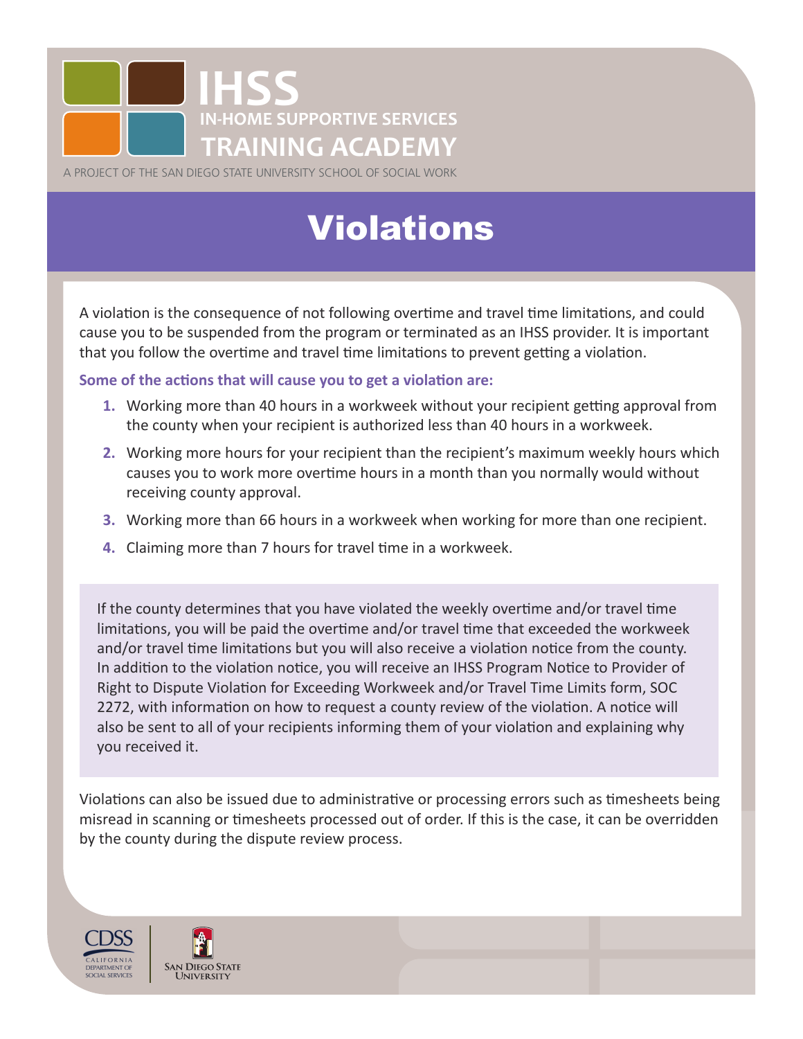IHSS
IN-HOME SUPPORTIVE SERVICES
TRAINING ACADEMY

A PROJECT OF THE SAN DIEGO STATE UNIVERSITY SCHOOL OF SOCIAL WORK

# Violations

A violation is the consequence of not following overtime and travel time limitations, and could cause you to be suspended from the program or terminated as an IHSS provider. It is important that you follow the overtime and travel time limitations to prevent getting a violation.

**Some of the actions that will cause you to get a violation are:**

1. Working more than 40 hours in a workweek without your recipient getting approval from the county when your recipient is authorized less than 40 hours in a workweek.
2. Working more hours for your recipient than the recipient's maximum weekly hours which causes you to work more overtime hours in a month than you normally would without receiving county approval.
3. Working more than 66 hours in a workweek when working for more than one recipient.
4. Claiming more than 7 hours for travel time in a workweek.

If the county determines that you have violated the weekly overtime and/or travel time limitations, you will be paid the overtime and/or travel time that exceeded the workweek and/or travel time limitations but you will also receive a violation notice from the county. In addition to the violation notice, you will receive an IHSS Program Notice to Provider of Right to Dispute Violation for Exceeding Workweek and/or Travel Time Limits form, SOC 2272, with information on how to request a county review of the violation. A notice will also be sent to all of your recipients informing them of your violation and explaining why you received it.

Violations can also be issued due to administrative or processing errors such as timesheets being misread in scanning or timesheets processed out of order. If this is the case, it can be overridden by the county during the dispute review process.

CDSS CALIFORNIA DEPARTMENT OF SOCIAL SERVICES | SAN DIEGO STATE UNIVERSITY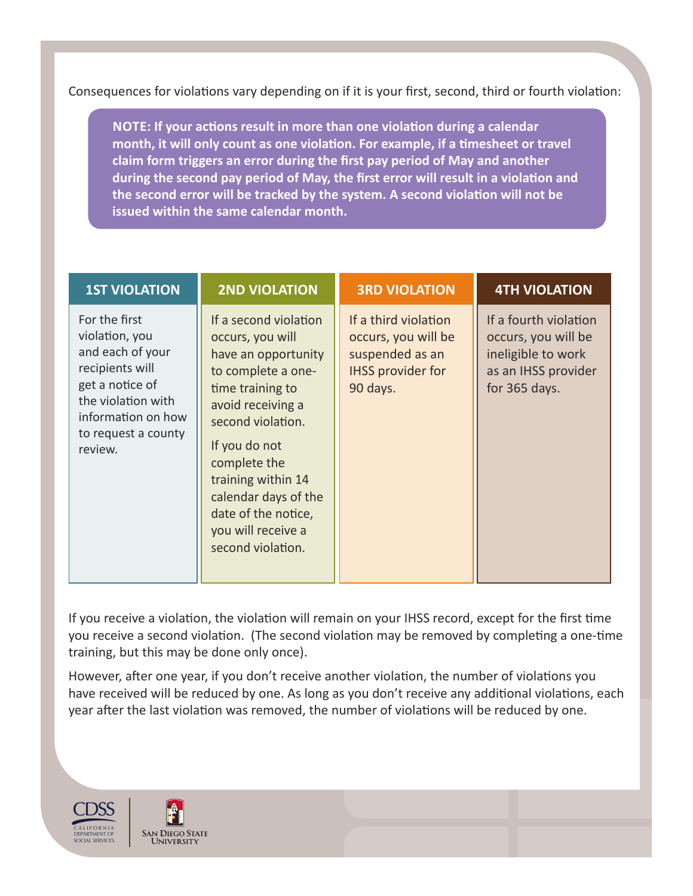Consequences for violations vary depending on if it is your first, second, third or fourth violation:

**NOTE: If your actions result in more than one violation during a calendar month, it will only count as one violation. For example, if a timesheet or travel claim form triggers an error during the first pay period of May and another during the second pay period of May, the first error will result in a violation and the second error will be tracked by the system. A second violation will not be issued within the same calendar month.**

| 1ST VIOLATION | 2ND VIOLATION | 3RD VIOLATION | 4TH VIOLATION |
|---|---|---|---|
| For the first violation, you and each of your recipients will get a notice of the violation with information on how to request a county review. | If a second violation occurs, you will have an opportunity to complete a one-time training to avoid receiving a second violation.<br><br>If you do not complete the training within 14 calendar days of the date of the notice, you will receive a second violation. | If a third violation occurs, you will be suspended as an IHSS provider for 90 days. | If a fourth violation occurs, you will be ineligible to work as an IHSS provider for 365 days. |

If you receive a violation, the violation will remain on your IHSS record, except for the first time you receive a second violation. (The second violation may be removed by completing a one-time training, but this may be done only once).

However, after one year, if you don't receive another violation, the number of violations you have received will be reduced by one. As long as you don't receive any additional violations, each year after the last violation was removed, the number of violations will be reduced by one.

CDSS California Department of Social Services | San Diego State University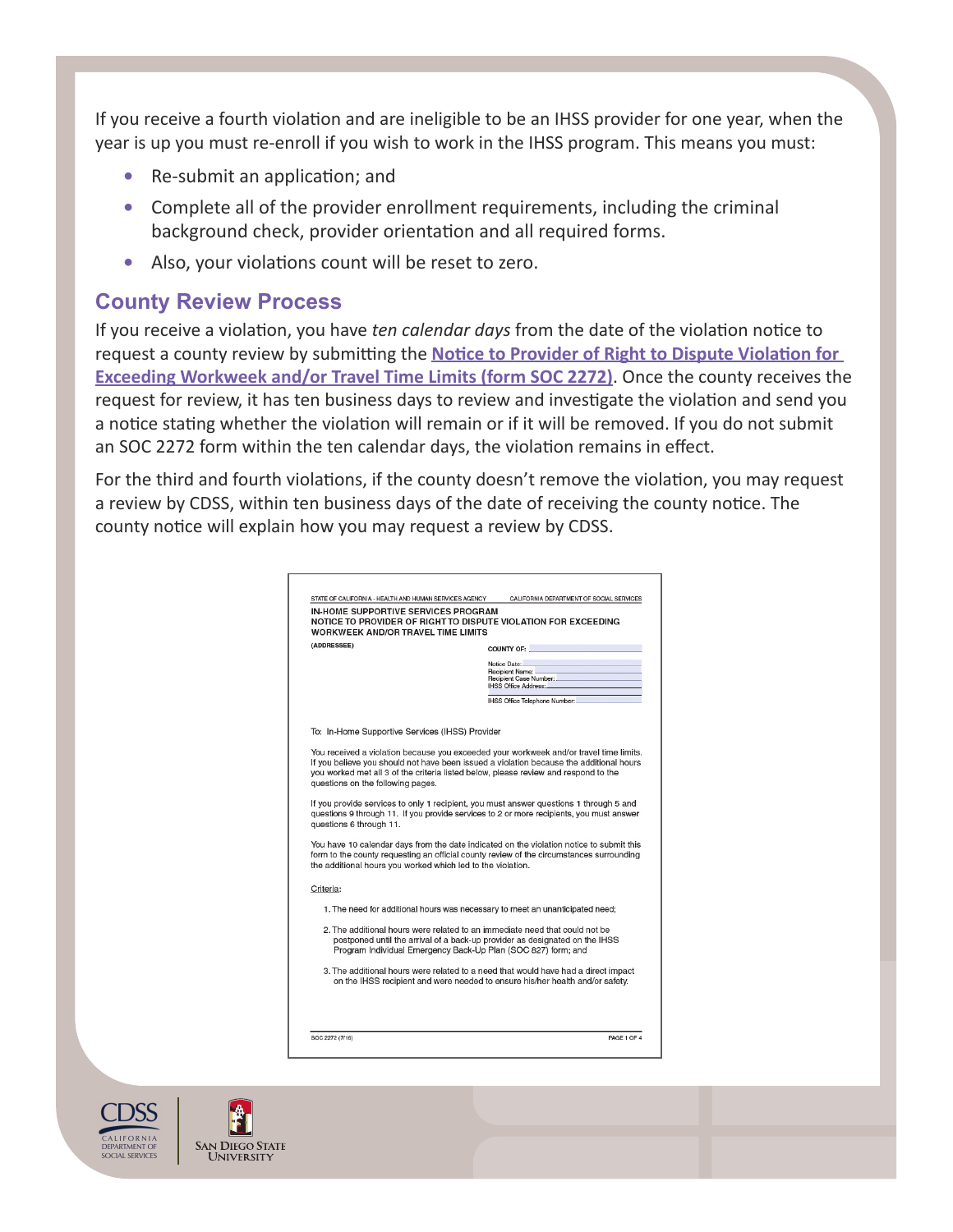If you receive a fourth violation and are ineligible to be an IHSS provider for one year, when the year is up you must re-enroll if you wish to work in the IHSS program. This means you must:

- Re-submit an application; and
- Complete all of the provider enrollment requirements, including the criminal background check, provider orientation and all required forms.
- Also, your violations count will be reset to zero.

## County Review Process

If you receive a violation, you have *ten calendar days* from the date of the violation notice to request a county review by submitting the **Notice to Provider of Right to Dispute Violation for Exceeding Workweek and/or Travel Time Limits (form SOC 2272)**. Once the county receives the request for review, it has ten business days to review and investigate the violation and send you a notice stating whether the violation will remain or if it will be removed. If you do not submit an SOC 2272 form within the ten calendar days, the violation remains in effect.

For the third and fourth violations, if the county doesn't remove the violation, you may request a review by CDSS, within ten business days of the date of receiving the county notice. The county notice will explain how you may request a review by CDSS.

STATE OF CALIFORNIA - HEALTH AND HUMAN SERVICES AGENCY    CALIFORNIA DEPARTMENT OF SOCIAL SERVICES

**IN-HOME SUPPORTIVE SERVICES PROGRAM**
**NOTICE TO PROVIDER OF RIGHT TO DISPUTE VIOLATION FOR EXCEEDING WORKWEEK AND/OR TRAVEL TIME LIMITS**

(ADDRESSEE)

COUNTY OF:

Notice Date:
Recipient Name:
Recipient Case Number:
IHSS Office Address:

IHSS Office Telephone Number:

To: In-Home Supportive Services (IHSS) Provider

You received a violation because you exceeded your workweek and/or travel time limits. If you believe you should not have been issued a violation because the additional hours you worked met all 3 of the criteria listed below, please review and respond to the questions on the following pages.

If you provide services to only 1 recipient, you must answer questions 1 through 5 and questions 9 through 11. If you provide services to 2 or more recipients, you must answer questions 6 through 11.

You have 10 calendar days from the date indicated on the violation notice to submit this form to the county requesting an official county review of the circumstances surrounding the additional hours you worked which led to the violation.

Criteria:

1. The need for additional hours was necessary to meet an unanticipated need;
2. The additional hours were related to an immediate need that could not be postponed until the arrival of a back-up provider as designated on the IHSS Program Individual Emergency Back-Up Plan (SOC 827) form; and
3. The additional hours were related to a need that would have had a direct impact on the IHSS recipient and were needed to ensure his/her health and/or safety.

SOC 2272 (7/16)    PAGE 1 OF 4